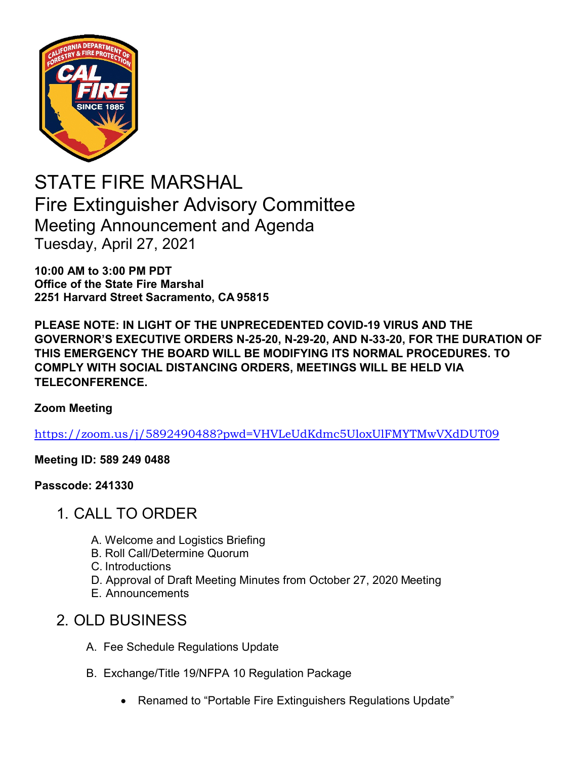# STATE FIRE MARSHAL

## Fire Extinguisher Advisory Committee

### Meeting Announcement and Agenda

Tuesday, April 27, 2021

**10:00 AM to 3:00 PM PDT**
**Office of the State Fire Marshal**
**2251 Harvard Street Sacramento, CA 95815**

**PLEASE NOTE: IN LIGHT OF THE UNPRECEDENTED COVID-19 VIRUS AND THE GOVERNOR'S EXECUTIVE ORDERS N-25-20, N-29-20, AND N-33-20, FOR THE DURATION OF THIS EMERGENCY THE BOARD WILL BE MODIFYING ITS NORMAL PROCEDURES. TO COMPLY WITH SOCIAL DISTANCING ORDERS, MEETINGS WILL BE HELD VIA TELECONFERENCE.**

**Zoom Meeting**

https://zoom.us/j/5892490488?pwd=VHVLeUdKdmc5UloxUlFMYTMwVXdDUT09

**Meeting ID: 589 249 0488**

**Passcode: 241330**

## 1. CALL TO ORDER

A. Welcome and Logistics Briefing
B. Roll Call/Determine Quorum
C. Introductions
D. Approval of Draft Meeting Minutes from October 27, 2020 Meeting
E. Announcements

## 2. OLD BUSINESS

A. Fee Schedule Regulations Update

B. Exchange/Title 19/NFPA 10 Regulation Package

- Renamed to "Portable Fire Extinguishers Regulations Update"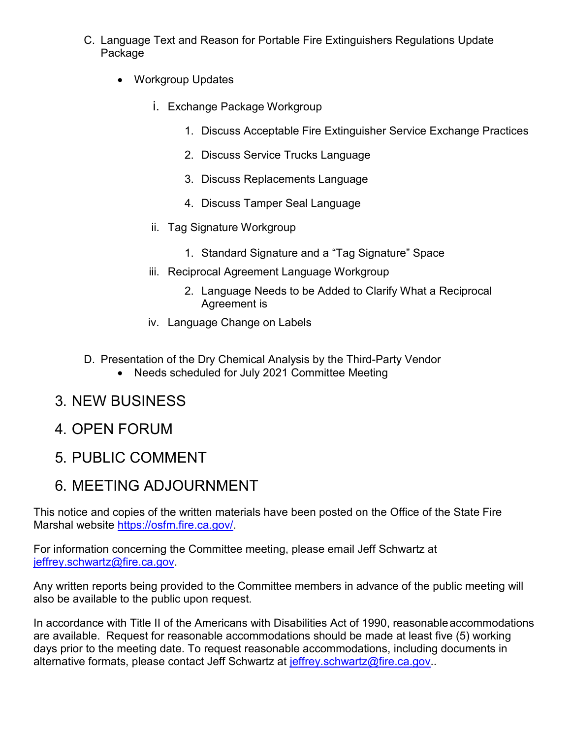C. Language Text and Reason for Portable Fire Extinguishers Regulations Update Package

- Workgroup Updates

    i. Exchange Package Workgroup

        1. Discuss Acceptable Fire Extinguisher Service Exchange Practices
        2. Discuss Service Trucks Language
        3. Discuss Replacements Language
        4. Discuss Tamper Seal Language

    ii. Tag Signature Workgroup

        1. Standard Signature and a "Tag Signature" Space

    iii. Reciprocal Agreement Language Workgroup

        2. Language Needs to be Added to Clarify What a Reciprocal Agreement is

    iv. Language Change on Labels

D. Presentation of the Dry Chemical Analysis by the Third-Party Vendor

- Needs scheduled for July 2021 Committee Meeting

## 3. NEW BUSINESS

## 4. OPEN FORUM

## 5. PUBLIC COMMENT

## 6. MEETING ADJOURNMENT

This notice and copies of the written materials have been posted on the Office of the State Fire Marshal website https://osfm.fire.ca.gov/.

For information concerning the Committee meeting, please email Jeff Schwartz at jeffrey.schwartz@fire.ca.gov.

Any written reports being provided to the Committee members in advance of the public meeting will also be available to the public upon request.

In accordance with Title II of the Americans with Disabilities Act of 1990, reasonable accommodations are available. Request for reasonable accommodations should be made at least five (5) working days prior to the meeting date. To request reasonable accommodations, including documents in alternative formats, please contact Jeff Schwartz at jeffrey.schwartz@fire.ca.gov..